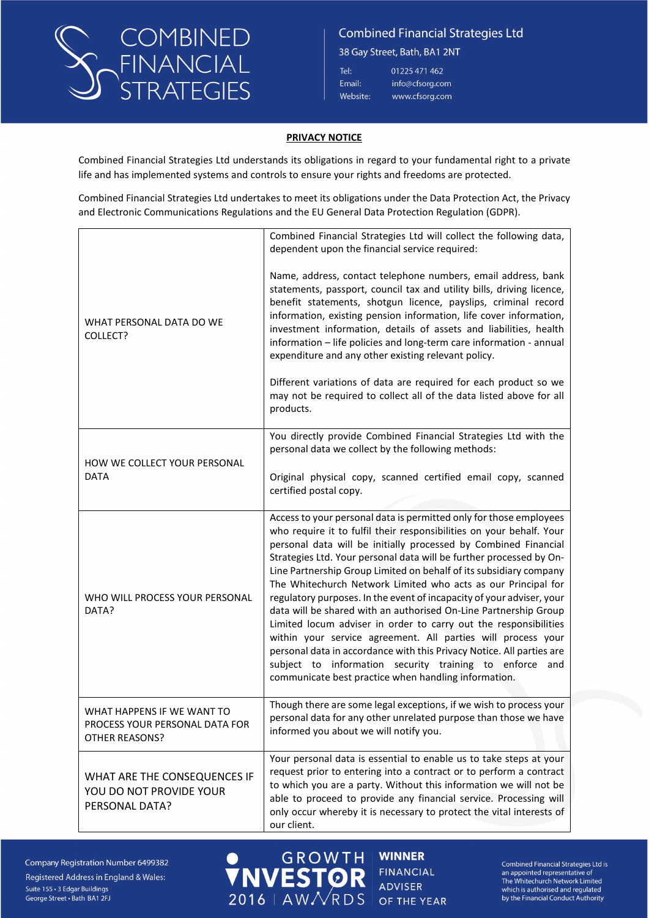# PRIVACY NOTICE

Combined Financial Strategies Ltd understands its obligations in regard to your fundamental right to a private life and has implemented systems and controls to ensure your rights and freedoms are protected.

Combined Financial Strategies Ltd undertakes to meet its obligations under the Data Protection Act, the Privacy and Electronic Communications Regulations and the EU General Data Protection Regulation (GDPR).

| | |
|---|---|
| WHAT PERSONAL DATA DO WE COLLECT? | Combined Financial Strategies Ltd will collect the following data, dependent upon the financial service required:<br><br>Name, address, contact telephone numbers, email address, bank statements, passport, council tax and utility bills, driving licence, benefit statements, shotgun licence, payslips, criminal record information, existing pension information, life cover information, investment information, details of assets and liabilities, health information – life policies and long-term care information - annual expenditure and any other existing relevant policy.<br><br>Different variations of data are required for each product so we may not be required to collect all of the data listed above for all products. |
| HOW WE COLLECT YOUR PERSONAL DATA | You directly provide Combined Financial Strategies Ltd with the personal data we collect by the following methods:<br><br>Original physical copy, scanned certified email copy, scanned certified postal copy. |
| WHO WILL PROCESS YOUR PERSONAL DATA? | Access to your personal data is permitted only for those employees who require it to fulfil their responsibilities on your behalf. Your personal data will be initially processed by Combined Financial Strategies Ltd. Your personal data will be further processed by On-Line Partnership Group Limited on behalf of its subsidiary company The Whitechurch Network Limited who acts as our Principal for regulatory purposes. In the event of incapacity of your adviser, your data will be shared with an authorised On-Line Partnership Group Limited locum adviser in order to carry out the responsibilities within your service agreement. All parties will process your personal data in accordance with this Privacy Notice. All parties are subject to information security training to enforce and communicate best practice when handling information. |
| WHAT HAPPENS IF WE WANT TO PROCESS YOUR PERSONAL DATA FOR OTHER REASONS? | Though there are some legal exceptions, if we wish to process your personal data for any other unrelated purpose than those we have informed you about we will notify you. |
| WHAT ARE THE CONSEQUENCES IF YOU DO NOT PROVIDE YOUR PERSONAL DATA? | Your personal data is essential to enable us to take steps at your request prior to entering into a contract or to perform a contract to which you are a party. Without this information we will not be able to proceed to provide any financial service. Processing will only occur whereby it is necessary to protect the vital interests of our client. |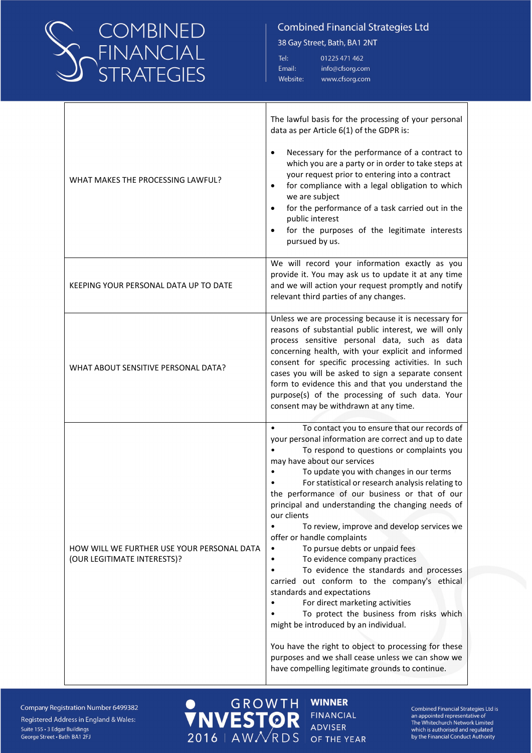| | |
|---|---|
| WHAT MAKES THE PROCESSING LAWFUL? | The lawful basis for the processing of your personal data as per Article 6(1) of the GDPR is:<br><br>• Necessary for the performance of a contract to which you are a party or in order to take steps at your request prior to entering into a contract<br>• for compliance with a legal obligation to which we are subject<br>• for the performance of a task carried out in the public interest<br>• for the purposes of the legitimate interests pursued by us. |
| KEEPING YOUR PERSONAL DATA UP TO DATE | We will record your information exactly as you provide it. You may ask us to update it at any time and we will action your request promptly and notify relevant third parties of any changes. |
| WHAT ABOUT SENSITIVE PERSONAL DATA? | Unless we are processing because it is necessary for reasons of substantial public interest, we will only process sensitive personal data, such as data concerning health, with your explicit and informed consent for specific processing activities. In such cases you will be asked to sign a separate consent form to evidence this and that you understand the purpose(s) of the processing of such data. Your consent may be withdrawn at any time. |
| HOW WILL WE FURTHER USE YOUR PERSONAL DATA (OUR LEGITIMATE INTERESTS)? | • To contact you to ensure that our records of your personal information are correct and up to date<br>• To respond to questions or complaints you may have about our services<br>• To update you with changes in our terms<br>• For statistical or research analysis relating to the performance of our business or that of our principal and understanding the changing needs of our clients<br>• To review, improve and develop services we offer or handle complaints<br>• To pursue debts or unpaid fees<br>• To evidence company practices<br>• To evidence the standards and processes carried out conform to the company's ethical standards and expectations<br>• For direct marketing activities<br>• To protect the business from risks which might be introduced by an individual.<br><br>You have the right to object to processing for these purposes and we shall cease unless we can show we have compelling legitimate grounds to continue. |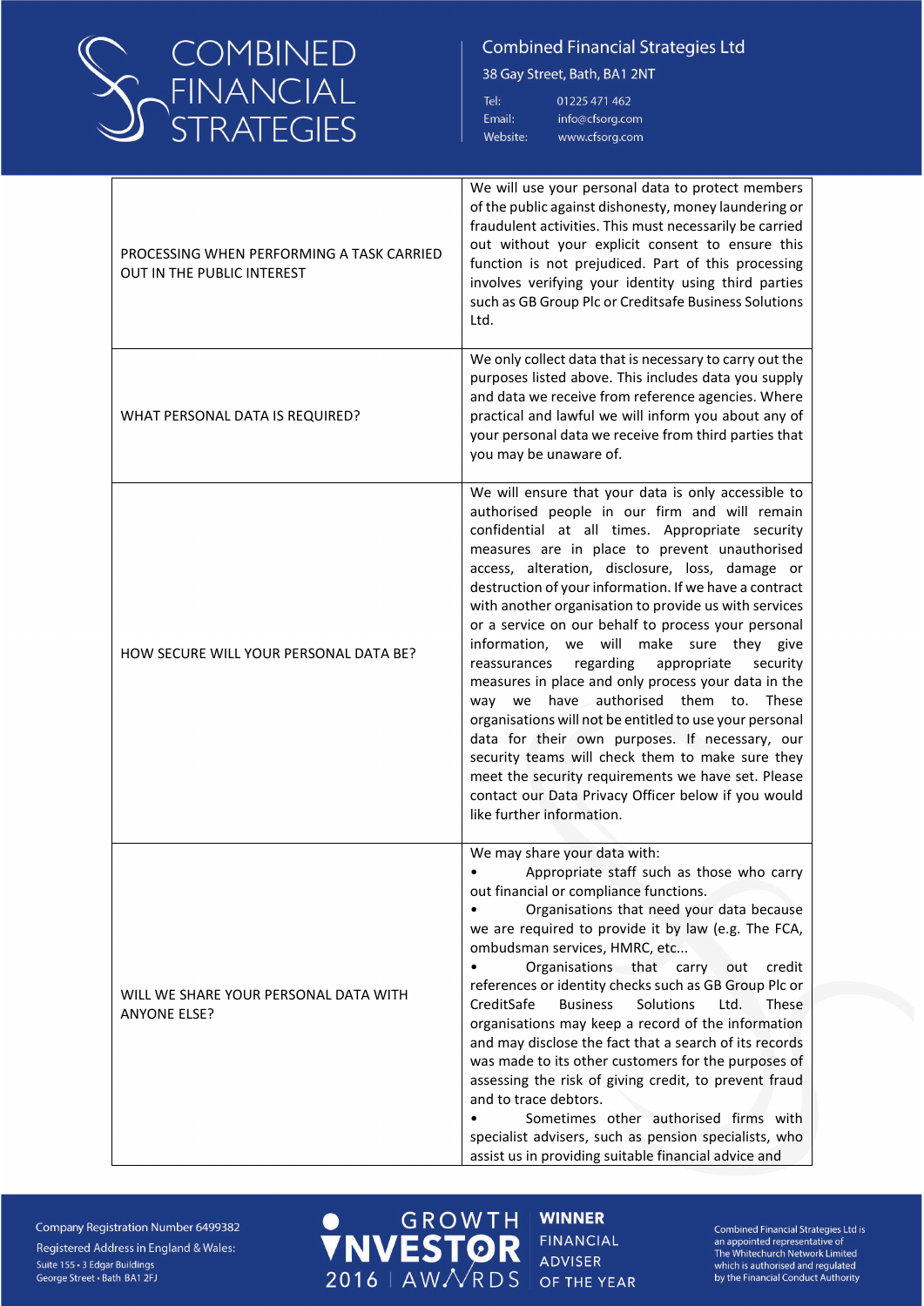| | |
|---|---|
| PROCESSING WHEN PERFORMING A TASK CARRIED OUT IN THE PUBLIC INTEREST | We will use your personal data to protect members of the public against dishonesty, money laundering or fraudulent activities. This must necessarily be carried out without your explicit consent to ensure this function is not prejudiced. Part of this processing involves verifying your identity using third parties such as GB Group Plc or Creditsafe Business Solutions Ltd. |
| WHAT PERSONAL DATA IS REQUIRED? | We only collect data that is necessary to carry out the purposes listed above. This includes data you supply and data we receive from reference agencies. Where practical and lawful we will inform you about any of your personal data we receive from third parties that you may be unaware of. |
| HOW SECURE WILL YOUR PERSONAL DATA BE? | We will ensure that your data is only accessible to authorised people in our firm and will remain confidential at all times. Appropriate security measures are in place to prevent unauthorised access, alteration, disclosure, loss, damage or destruction of your information. If we have a contract with another organisation to provide us with services or a service on our behalf to process your personal information, we will make sure they give reassurances regarding appropriate security measures in place and only process your data in the way we have authorised them to. These organisations will not be entitled to use your personal data for their own purposes. If necessary, our security teams will check them to make sure they meet the security requirements we have set. Please contact our Data Privacy Officer below if you would like further information. |
| WILL WE SHARE YOUR PERSONAL DATA WITH ANYONE ELSE? | We may share your data with:<br>• Appropriate staff such as those who carry out financial or compliance functions.<br>• Organisations that need your data because we are required to provide it by law (e.g. The FCA, ombudsman services, HMRC, etc...<br>• Organisations that carry out credit references or identity checks such as GB Group Plc or CreditSafe Business Solutions Ltd. These organisations may keep a record of the information and may disclose the fact that a search of its records was made to its other customers for the purposes of assessing the risk of giving credit, to prevent fraud and to trace debtors.<br>• Sometimes other authorised firms with specialist advisers, such as pension specialists, who assist us in providing suitable financial advice and |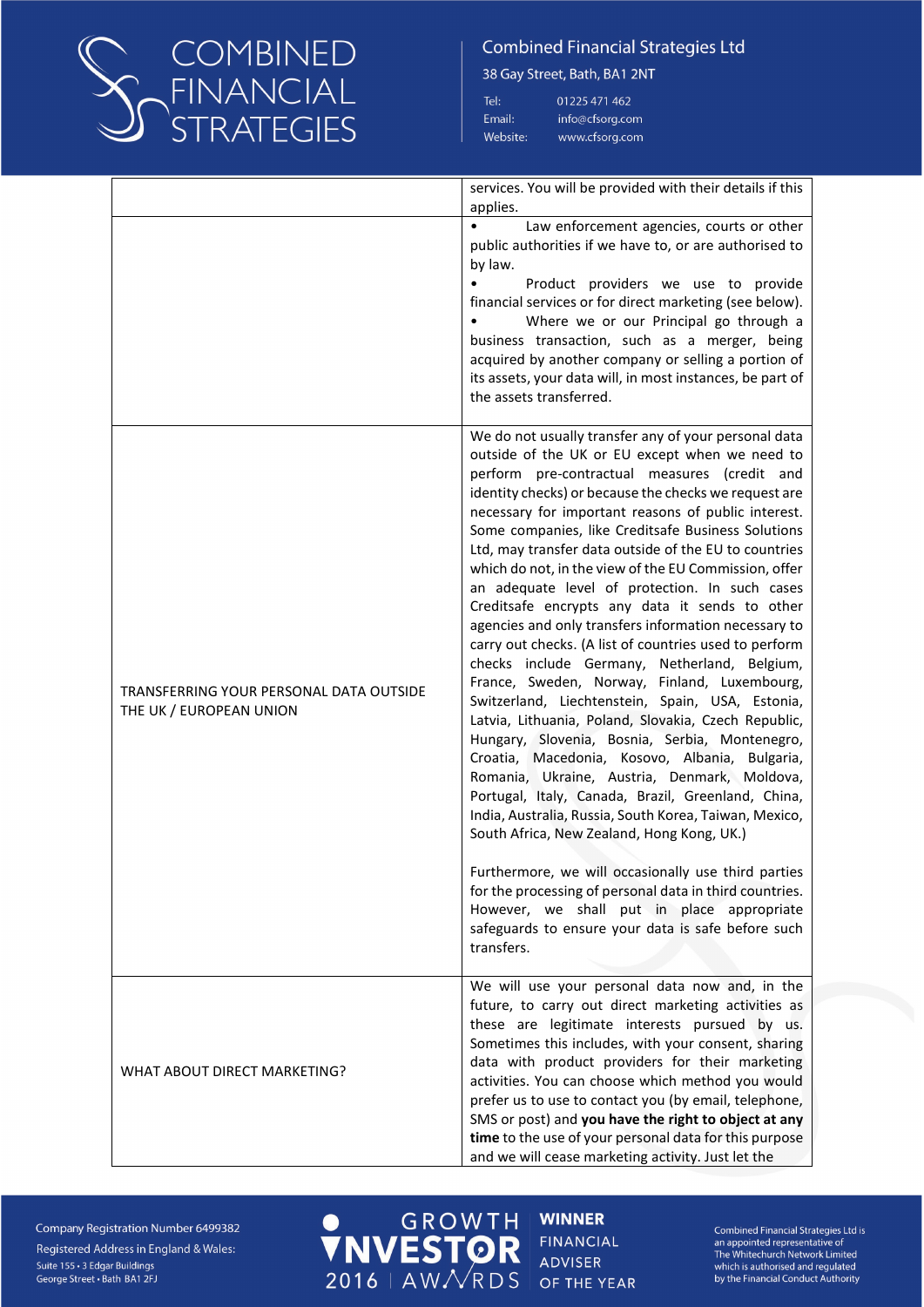| | |
|---|---|
| | services. You will be provided with their details if this applies. |
| | • Law enforcement agencies, courts or other public authorities if we have to, or are authorised to by law.<br>• Product providers we use to provide financial services or for direct marketing (see below).<br>• Where we or our Principal go through a business transaction, such as a merger, being acquired by another company or selling a portion of its assets, your data will, in most instances, be part of the assets transferred. |
| TRANSFERRING YOUR PERSONAL DATA OUTSIDE THE UK / EUROPEAN UNION | We do not usually transfer any of your personal data outside of the UK or EU except when we need to perform pre-contractual measures (credit and identity checks) or because the checks we request are necessary for important reasons of public interest. Some companies, like Creditsafe Business Solutions Ltd, may transfer data outside of the EU to countries which do not, in the view of the EU Commission, offer an adequate level of protection. In such cases Creditsafe encrypts any data it sends to other agencies and only transfers information necessary to carry out checks. (A list of countries used to perform checks include Germany, Netherland, Belgium, France, Sweden, Norway, Finland, Luxembourg, Switzerland, Liechtenstein, Spain, USA, Estonia, Latvia, Lithuania, Poland, Slovakia, Czech Republic, Hungary, Slovenia, Bosnia, Serbia, Montenegro, Croatia, Macedonia, Kosovo, Albania, Bulgaria, Romania, Ukraine, Austria, Denmark, Moldova, Portugal, Italy, Canada, Brazil, Greenland, China, India, Australia, Russia, South Korea, Taiwan, Mexico, South Africa, New Zealand, Hong Kong, UK.)<br><br>Furthermore, we will occasionally use third parties for the processing of personal data in third countries. However, we shall put in place appropriate safeguards to ensure your data is safe before such transfers. |
| WHAT ABOUT DIRECT MARKETING? | We will use your personal data now and, in the future, to carry out direct marketing activities as these are legitimate interests pursued by us. Sometimes this includes, with your consent, sharing data with product providers for their marketing activities. You can choose which method you would prefer us to use to contact you (by email, telephone, SMS or post) and **you have the right to object at any time** to the use of your personal data for this purpose and we will cease marketing activity. Just let the |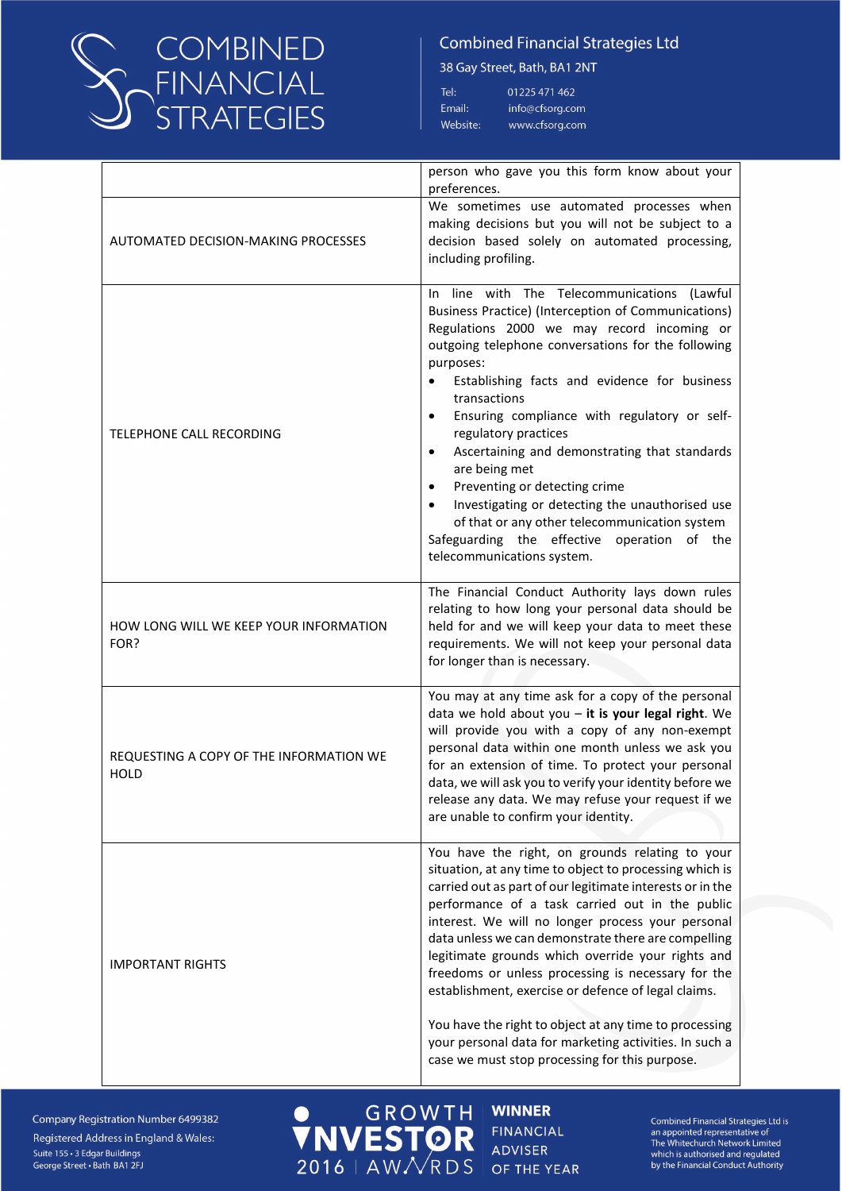| | |
|---|---|
| | person who gave you this form know about your preferences. |
| AUTOMATED DECISION-MAKING PROCESSES | We sometimes use automated processes when making decisions but you will not be subject to a decision based solely on automated processing, including profiling. |
| TELEPHONE CALL RECORDING | In line with The Telecommunications (Lawful Business Practice) (Interception of Communications) Regulations 2000 we may record incoming or outgoing telephone conversations for the following purposes:<br>• Establishing facts and evidence for business transactions<br>• Ensuring compliance with regulatory or self-regulatory practices<br>• Ascertaining and demonstrating that standards are being met<br>• Preventing or detecting crime<br>• Investigating or detecting the unauthorised use of that or any other telecommunication system<br>Safeguarding the effective operation of the telecommunications system. |
| HOW LONG WILL WE KEEP YOUR INFORMATION FOR? | The Financial Conduct Authority lays down rules relating to how long your personal data should be held for and we will keep your data to meet these requirements. We will not keep your personal data for longer than is necessary. |
| REQUESTING A COPY OF THE INFORMATION WE HOLD | You may at any time ask for a copy of the personal data we hold about you – **it is your legal right**. We will provide you with a copy of any non-exempt personal data within one month unless we ask you for an extension of time. To protect your personal data, we will ask you to verify your identity before we release any data. We may refuse your request if we are unable to confirm your identity. |
| IMPORTANT RIGHTS | You have the right, on grounds relating to your situation, at any time to object to processing which is carried out as part of our legitimate interests or in the performance of a task carried out in the public interest. We will no longer process your personal data unless we can demonstrate there are compelling legitimate grounds which override your rights and freedoms or unless processing is necessary for the establishment, exercise or defence of legal claims.<br><br>You have the right to object at any time to processing your personal data for marketing activities. In such a case we must stop processing for this purpose. |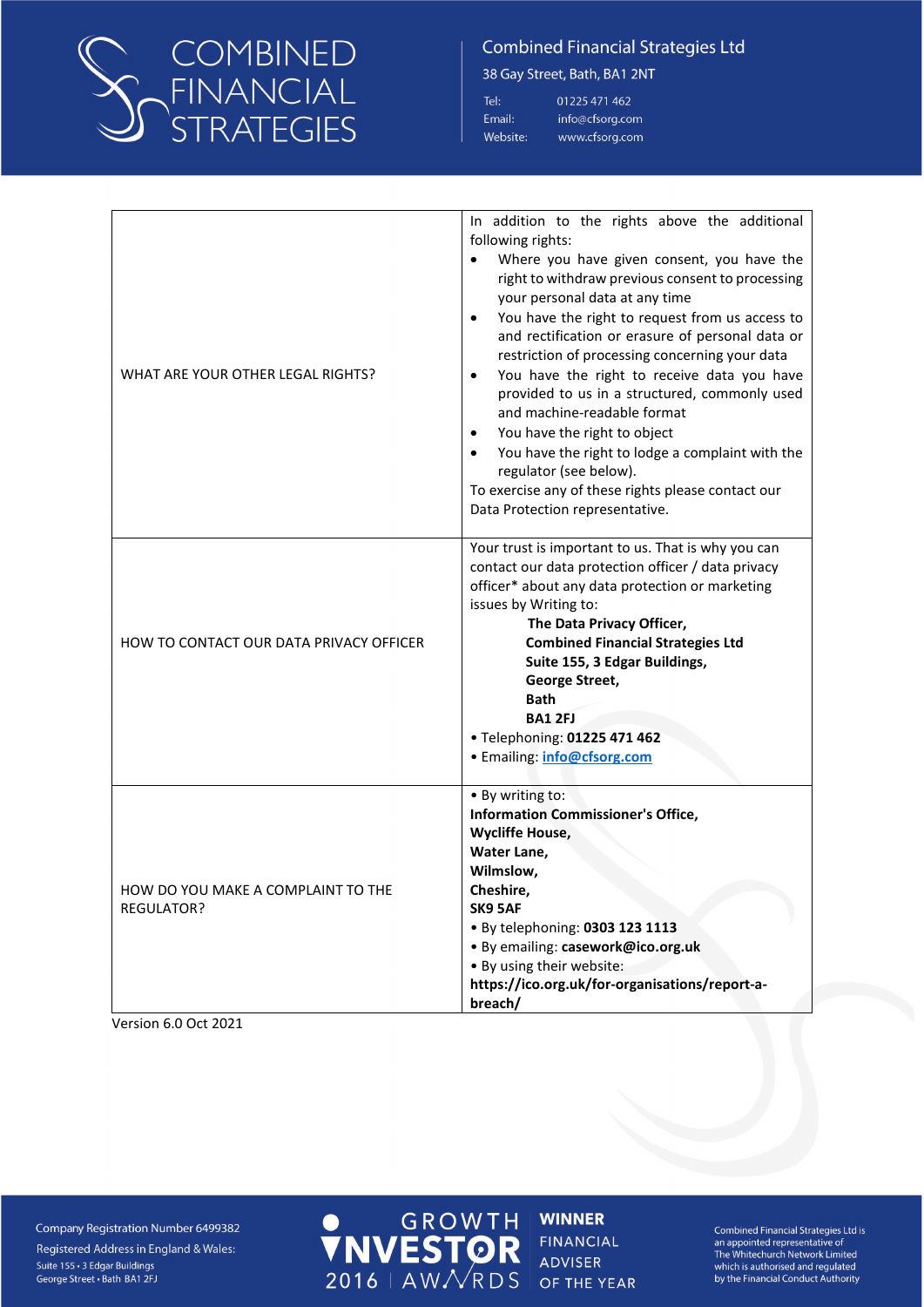| | |
|---|---|
| WHAT ARE YOUR OTHER LEGAL RIGHTS? | In addition to the rights above the additional following rights:<br>• Where you have given consent, you have the right to withdraw previous consent to processing your personal data at any time<br>• You have the right to request from us access to and rectification or erasure of personal data or restriction of processing concerning your data<br>• You have the right to receive data you have provided to us in a structured, commonly used and machine-readable format<br>• You have the right to object<br>• You have the right to lodge a complaint with the regulator (see below).<br>To exercise any of these rights please contact our Data Protection representative. |
| HOW TO CONTACT OUR DATA PRIVACY OFFICER | Your trust is important to us. That is why you can contact our data protection officer / data privacy officer* about any data protection or marketing issues by Writing to:<br>**The Data Privacy Officer,**<br>**Combined Financial Strategies Ltd**<br>**Suite 155, 3 Edgar Buildings,**<br>**George Street,**<br>**Bath**<br>**BA1 2FJ**<br>• Telephoning: **01225 471 462**<br>• Emailing: **info@cfsorg.com** |
| HOW DO YOU MAKE A COMPLAINT TO THE REGULATOR? | • By writing to:<br>**Information Commissioner's Office,**<br>**Wycliffe House,**<br>**Water Lane,**<br>**Wilmslow,**<br>**Cheshire,**<br>**SK9 5AF**<br>• By telephoning: **0303 123 1113**<br>• By emailing: **casework@ico.org.uk**<br>• By using their website:<br>**https://ico.org.uk/for-organisations/report-a-breach/** |

Version 6.0 Oct 2021